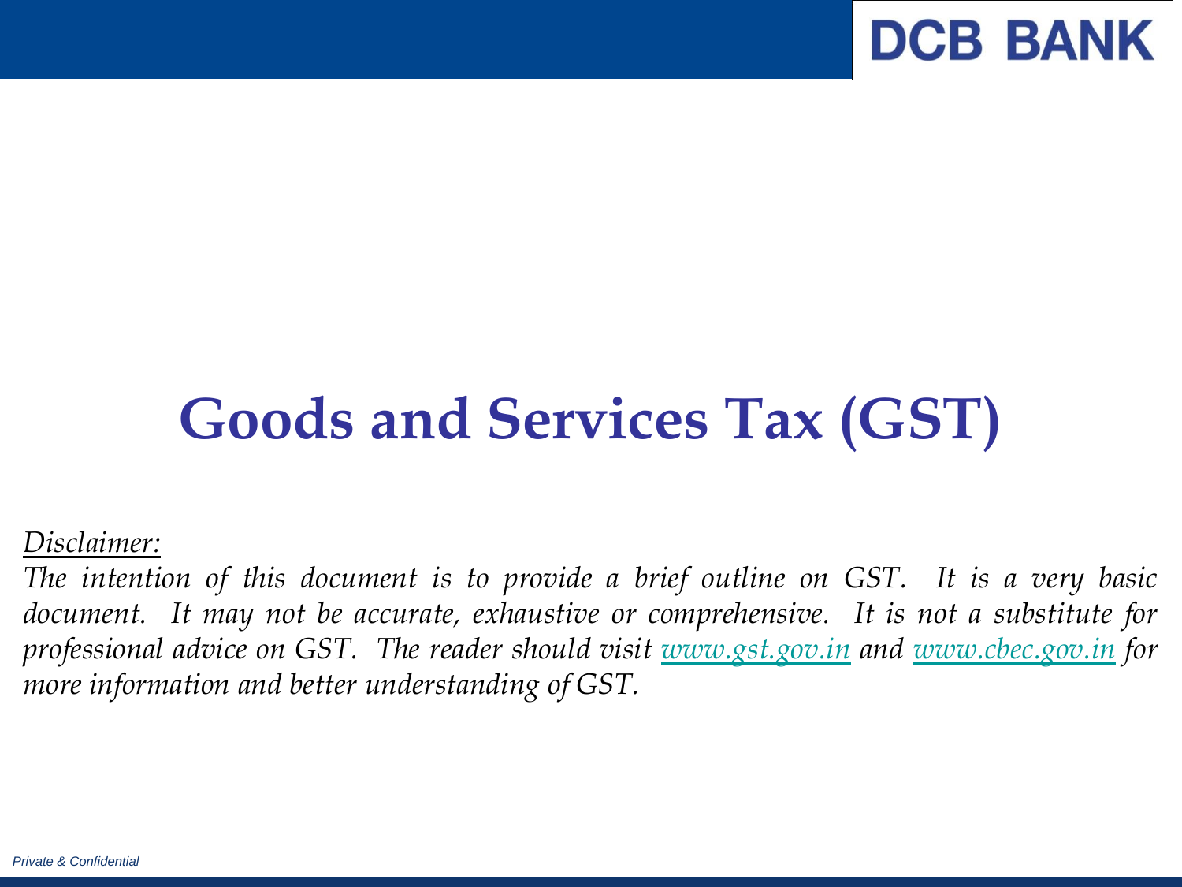DCB BANK

# Goods and Services Tax (GST)

*Disclaimer:*

*The intention of this document is to provide a brief outline on GST. It is a very basic document. It may not be accurate, exhaustive or comprehensive. It is not a substitute for professional advice on GST. The reader should visit www.gst.gov.in and www.cbec.gov.in for more information and better understanding of GST.*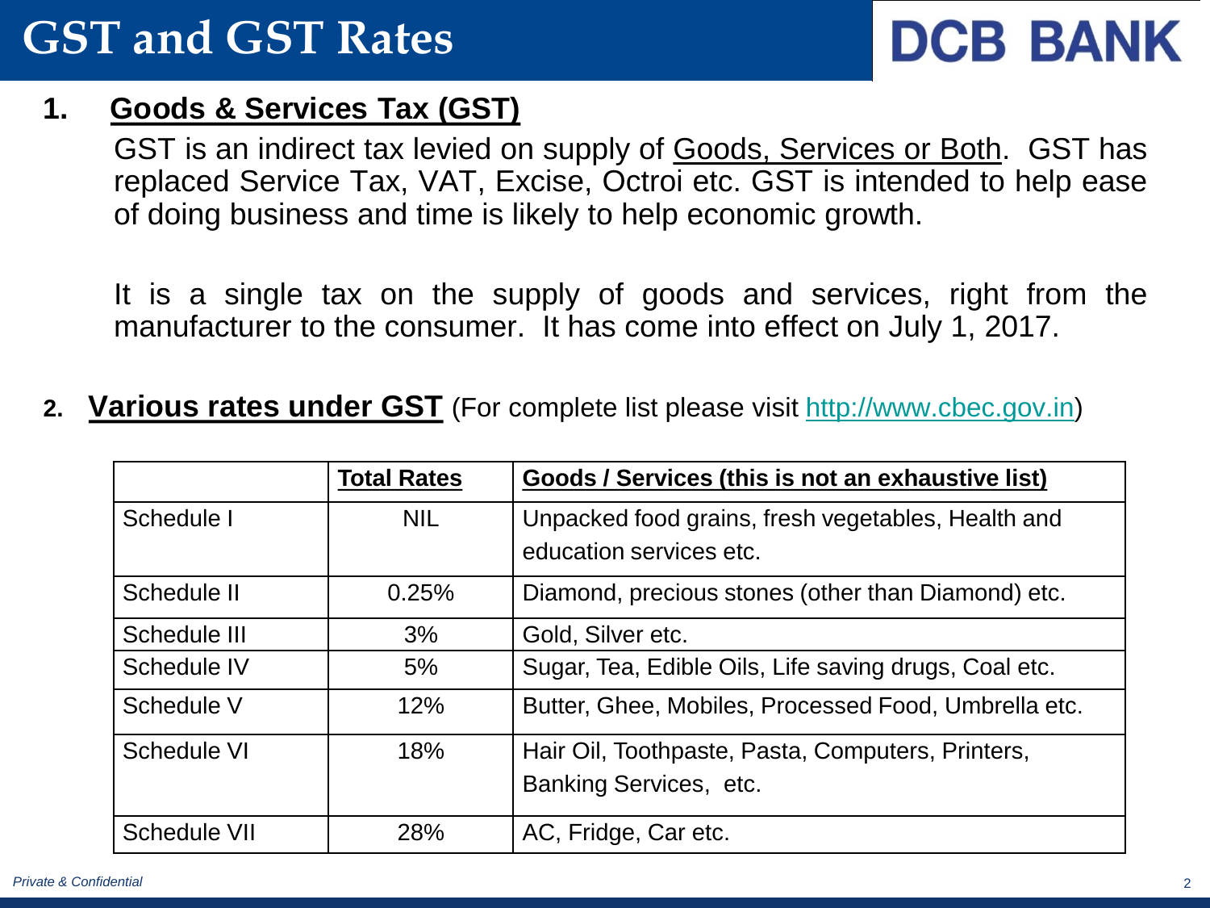# GST and GST Rates

DCB BANK

## 1. Goods & Services Tax (GST)

GST is an indirect tax levied on supply of Goods, Services or Both. GST has replaced Service Tax, VAT, Excise, Octroi etc. GST is intended to help ease of doing business and time is likely to help economic growth.

It is a single tax on the supply of goods and services, right from the manufacturer to the consumer. It has come into effect on July 1, 2017.

## 2. Various rates under GST (For complete list please visit http://www.cbec.gov.in)

| | **Total Rates** | **Goods / Services (this is not an exhaustive list)** |
|---|---|---|
| Schedule I | NIL | Unpacked food grains, fresh vegetables, Health and education services etc. |
| Schedule II | 0.25% | Diamond, precious stones (other than Diamond) etc. |
| Schedule III | 3% | Gold, Silver etc. |
| Schedule IV | 5% | Sugar, Tea, Edible Oils, Life saving drugs, Coal etc. |
| Schedule V | 12% | Butter, Ghee, Mobiles, Processed Food, Umbrella etc. |
| Schedule VI | 18% | Hair Oil, Toothpaste, Pasta, Computers, Printers, Banking Services, etc. |
| Schedule VII | 28% | AC, Fridge, Car etc. |

*Private & Confidential*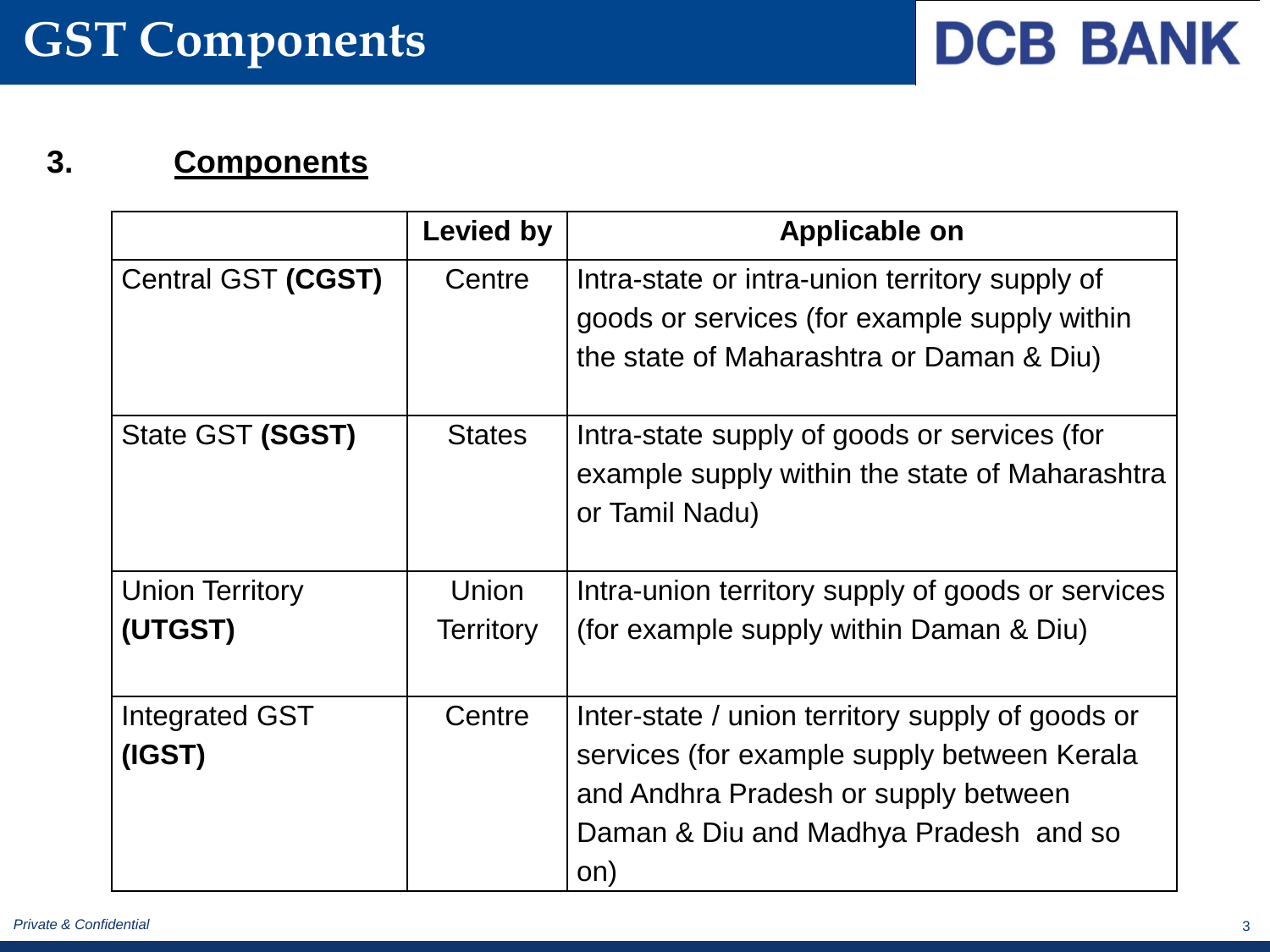# GST Components

## 3. Components

| | Levied by | Applicable on |
|---|---|---|
| Central GST **(CGST)** | Centre | Intra-state or intra-union territory supply of goods or services (for example supply within the state of Maharashtra or Daman & Diu) |
| State GST **(SGST)** | States | Intra-state supply of goods or services (for example supply within the state of Maharashtra or Tamil Nadu) |
| Union Territory **(UTGST)** | Union Territory | Intra-union territory supply of goods or services (for example supply within Daman & Diu) |
| Integrated GST **(IGST)** | Centre | Inter-state / union territory supply of goods or services (for example supply between Kerala and Andhra Pradesh or supply between Daman & Diu and Madhya Pradesh and so on) |

*Private & Confidential*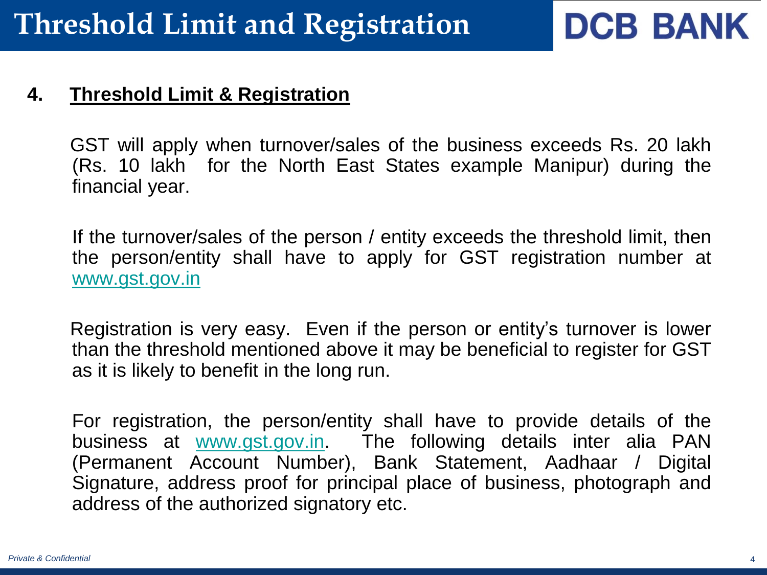# Threshold Limit and Registration

**DCB BANK**

## 4. Threshold Limit & Registration

GST will apply when turnover/sales of the business exceeds Rs. 20 lakh (Rs. 10 lakh for the North East States example Manipur) during the financial year.

If the turnover/sales of the person / entity exceeds the threshold limit, then the person/entity shall have to apply for GST registration number at www.gst.gov.in

Registration is very easy. Even if the person or entity's turnover is lower than the threshold mentioned above it may be beneficial to register for GST as it is likely to benefit in the long run.

For registration, the person/entity shall have to provide details of the business at www.gst.gov.in. The following details inter alia PAN (Permanent Account Number), Bank Statement, Aadhaar / Digital Signature, address proof for principal place of business, photograph and address of the authorized signatory etc.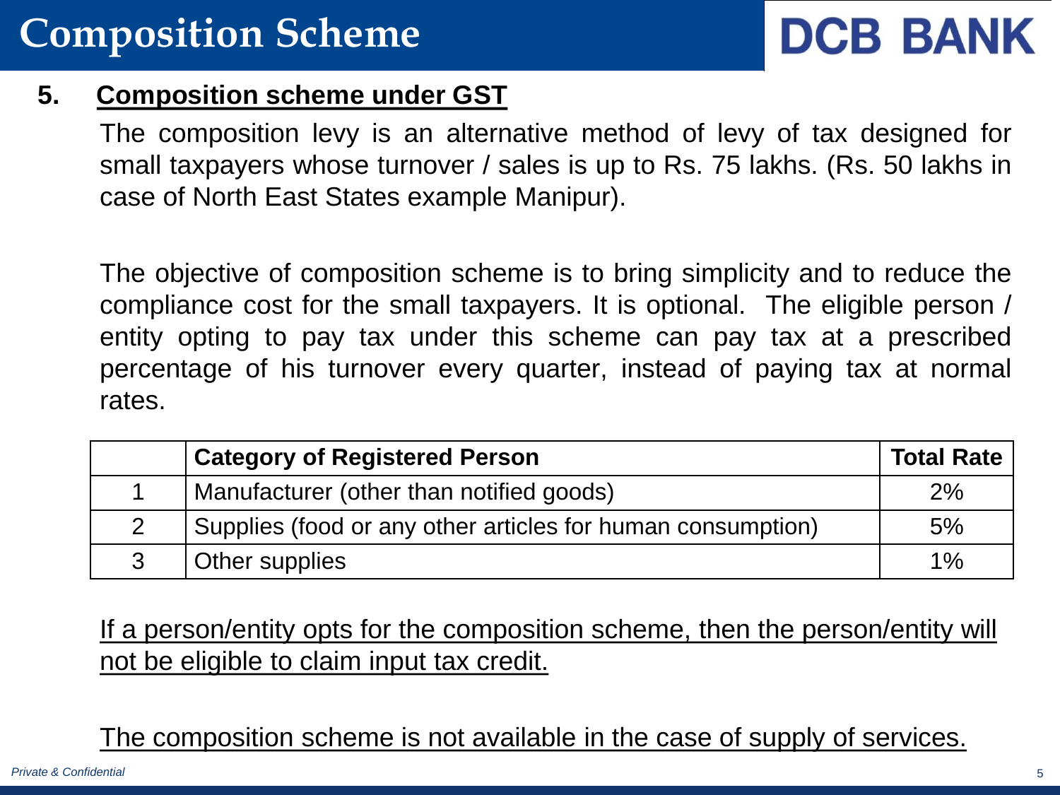# Composition Scheme

## 5. <u>Composition scheme under GST</u>

The composition levy is an alternative method of levy of tax designed for small taxpayers whose turnover / sales is up to Rs. 75 lakhs. (Rs. 50 lakhs in case of North East States example Manipur).

The objective of composition scheme is to bring simplicity and to reduce the compliance cost for the small taxpayers. It is optional. The eligible person / entity opting to pay tax under this scheme can pay tax at a prescribed percentage of his turnover every quarter, instead of paying tax at normal rates.

| | **Category of Registered Person** | **Total Rate** |
|---|---|---|
| 1 | Manufacturer (other than notified goods) | 2% |
| 2 | Supplies (food or any other articles for human consumption) | 5% |
| 3 | Other supplies | 1% |

<u>If a person/entity opts for the composition scheme, then the person/entity will not be eligible to claim input tax credit.</u>

<u>The composition scheme is not available in the case of supply of services.</u>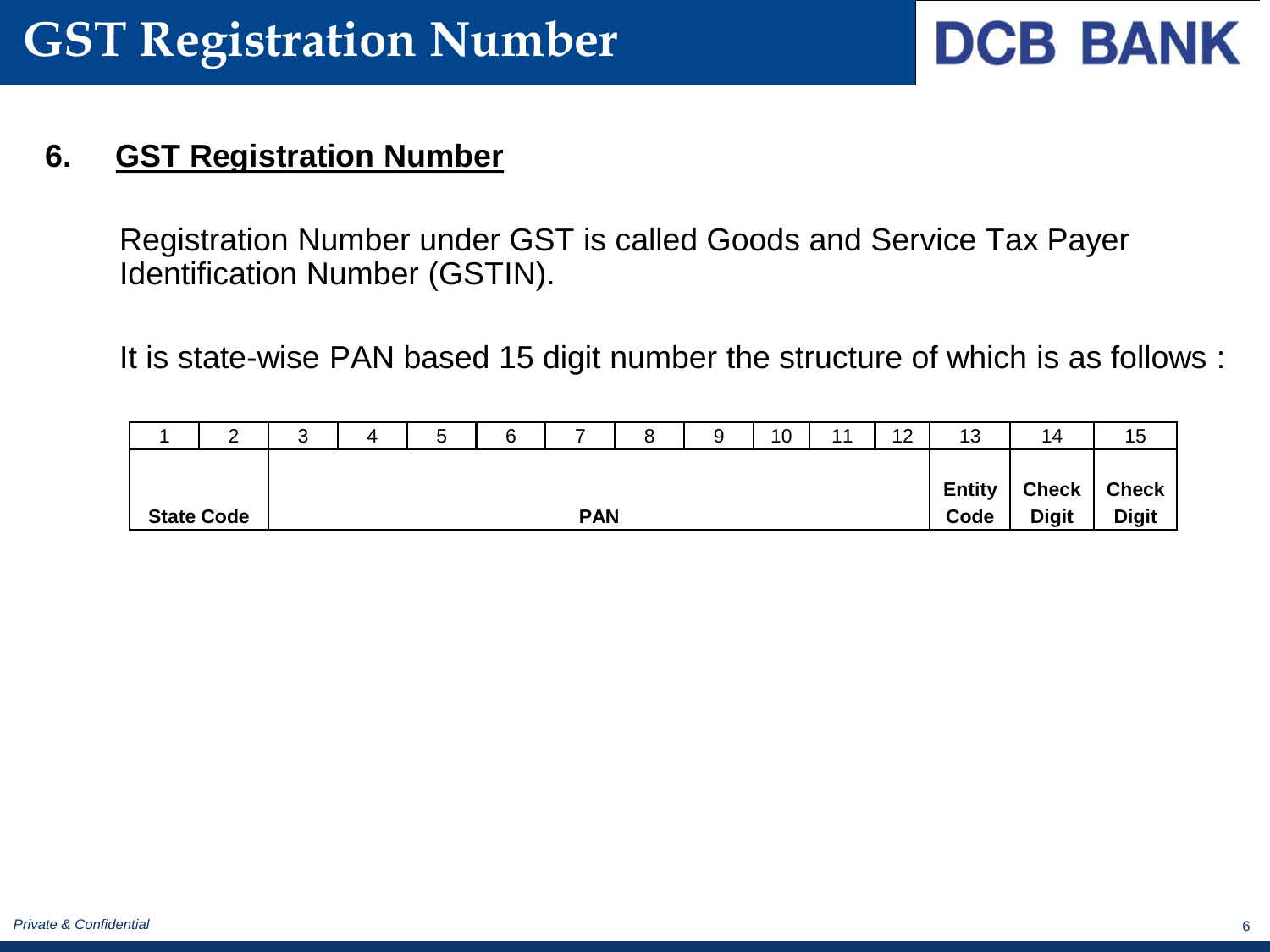# GST Registration Number

## 6. GST Registration Number

Registration Number under GST is called Goods and Service Tax Payer Identification Number (GSTIN).

It is state-wise PAN based 15 digit number the structure of which is as follows :

| 1 | 2 | 3 | 4 | 5 | 6 | 7 | 8 | 9 | 10 | 11 | 12 | 13 | 14 | 15 |
|---|---|---|---|---|---|---|---|---|---|---|---|---|---|---|
| State Code | | PAN | | | | | | | | | | Entity Code | Check Digit | Check Digit |

*Private & Confidential*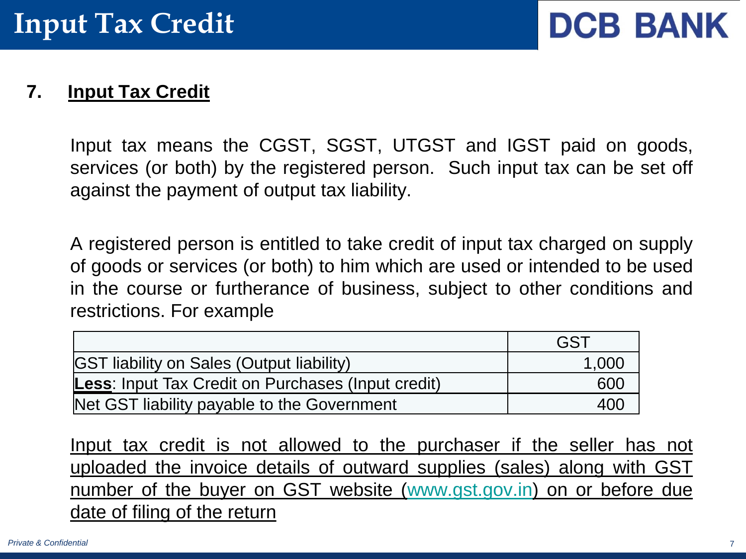# Input Tax Credit

## 7. Input Tax Credit

Input tax means the CGST, SGST, UTGST and IGST paid on goods, services (or both) by the registered person. Such input tax can be set off against the payment of output tax liability.

A registered person is entitled to take credit of input tax charged on supply of goods or services (or both) to him which are used or intended to be used in the course or furtherance of business, subject to other conditions and restrictions. For example

| | GST |
|---|---|
| GST liability on Sales (Output liability) | 1,000 |
| **Less**: Input Tax Credit on Purchases (Input credit) | 600 |
| Net GST liability payable to the Government | 400 |

Input tax credit is not allowed to the purchaser if the seller has not uploaded the invoice details of outward supplies (sales) along with GST number of the buyer on GST website (www.gst.gov.in) on or before due date of filing of the return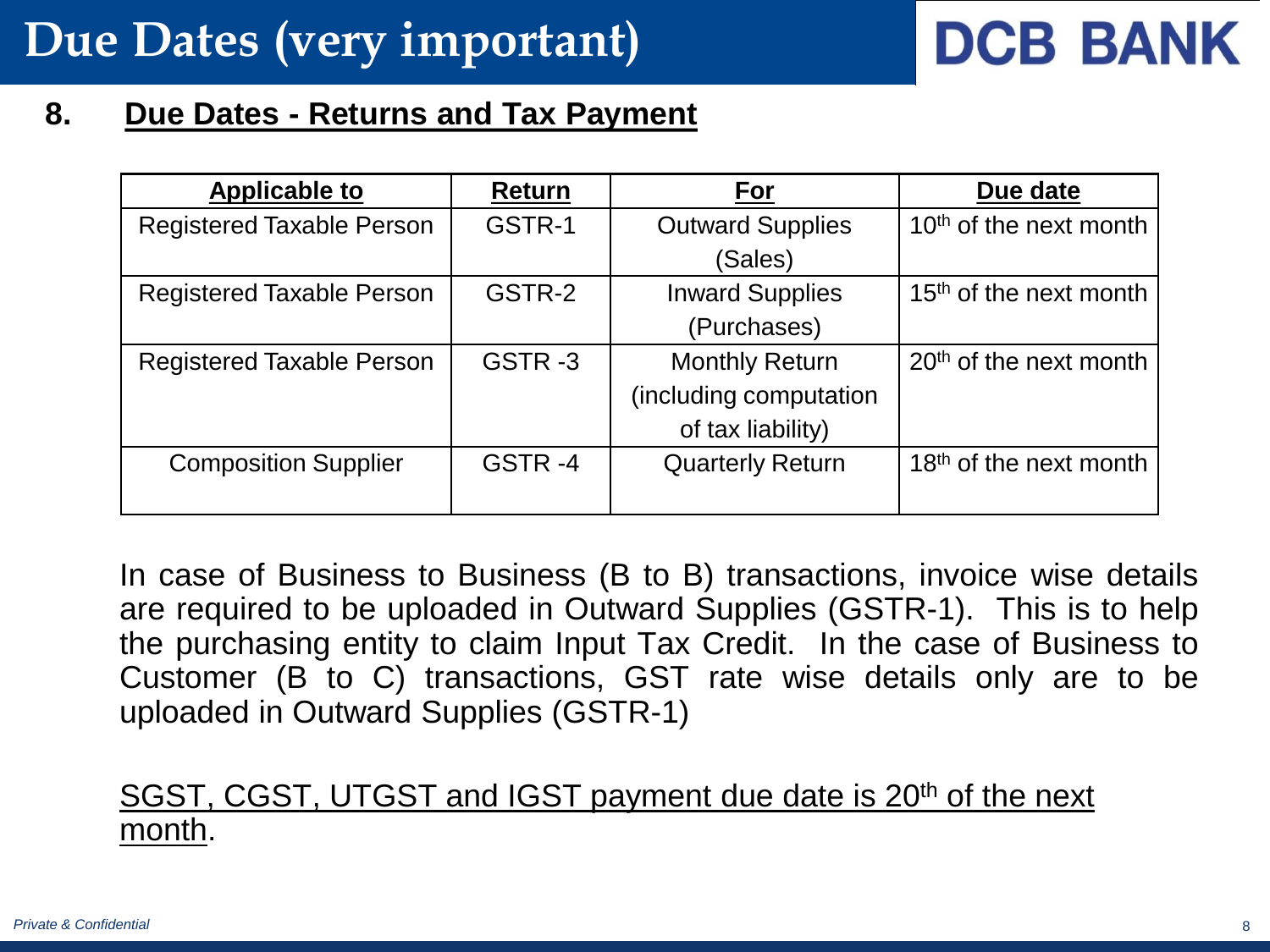# Due Dates (very important)

## 8. Due Dates - Returns and Tax Payment

| Applicable to | Return | For | Due date |
|---|---|---|---|
| Registered Taxable Person | GSTR-1 | Outward Supplies (Sales) | 10th of the next month |
| Registered Taxable Person | GSTR-2 | Inward Supplies (Purchases) | 15th of the next month |
| Registered Taxable Person | GSTR -3 | Monthly Return (including computation of tax liability) | 20th of the next month |
| Composition Supplier | GSTR -4 | Quarterly Return | 18th of the next month |

In case of Business to Business (B to B) transactions, invoice wise details are required to be uploaded in Outward Supplies (GSTR-1). This is to help the purchasing entity to claim Input Tax Credit. In the case of Business to Customer (B to C) transactions, GST rate wise details only are to be uploaded in Outward Supplies (GSTR-1)

<u>SGST, CGST, UTGST and IGST payment due date is 20th of the next month</u>.

*Private & Confidential*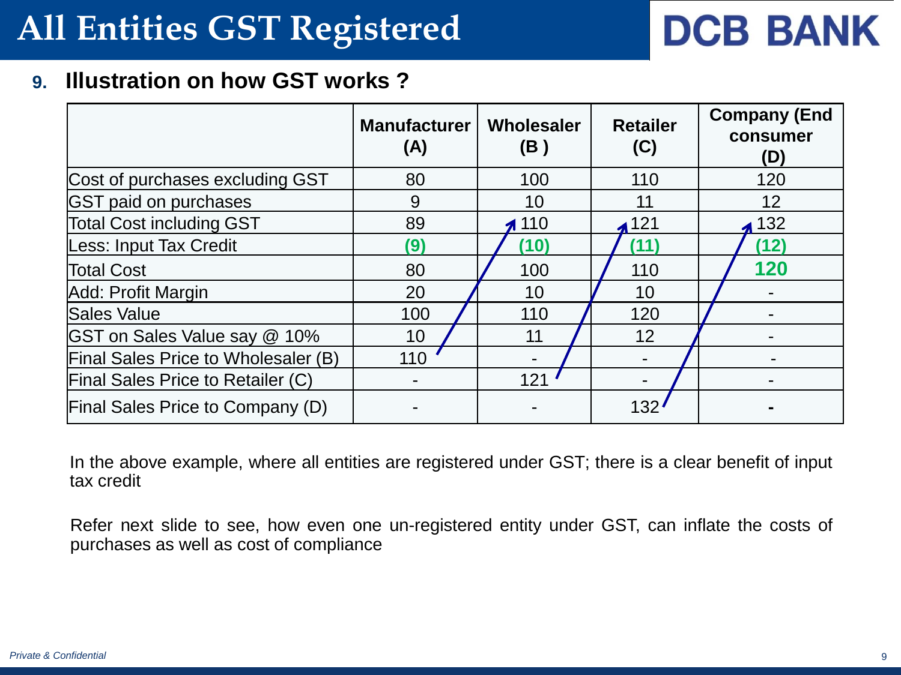# All Entities GST Registered

## 9. Illustration on how GST works ?

| | Manufacturer (A) | Wholesaler (B ) | Retailer (C) | Company (End consumer (D) |
|---|---|---|---|---|
| Cost of purchases excluding GST | 80 | 100 | 110 | 120 |
| GST paid on purchases | 9 | 10 | 11 | 12 |
| Total Cost including GST | 89 | 110 | 121 | 132 |
| Less: Input Tax Credit | (9) | (10) | (11) | (12) |
| Total Cost | 80 | 100 | 110 | **120** |
| Add: Profit Margin | 20 | 10 | 10 | - |
| Sales Value | 100 | 110 | 120 | - |
| GST on Sales Value say @ 10% | 10 | 11 | 12 | - |
| Final Sales Price to Wholesaler (B) | 110 | - | - | - |
| Final Sales Price to Retailer (C) | - | 121 | - | - |
| Final Sales Price to Company (D) | - | - | 132 | **-** |

In the above example, where all entities are registered under GST; there is a clear benefit of input tax credit

Refer next slide to see, how even one un-registered entity under GST, can inflate the costs of purchases as well as cost of compliance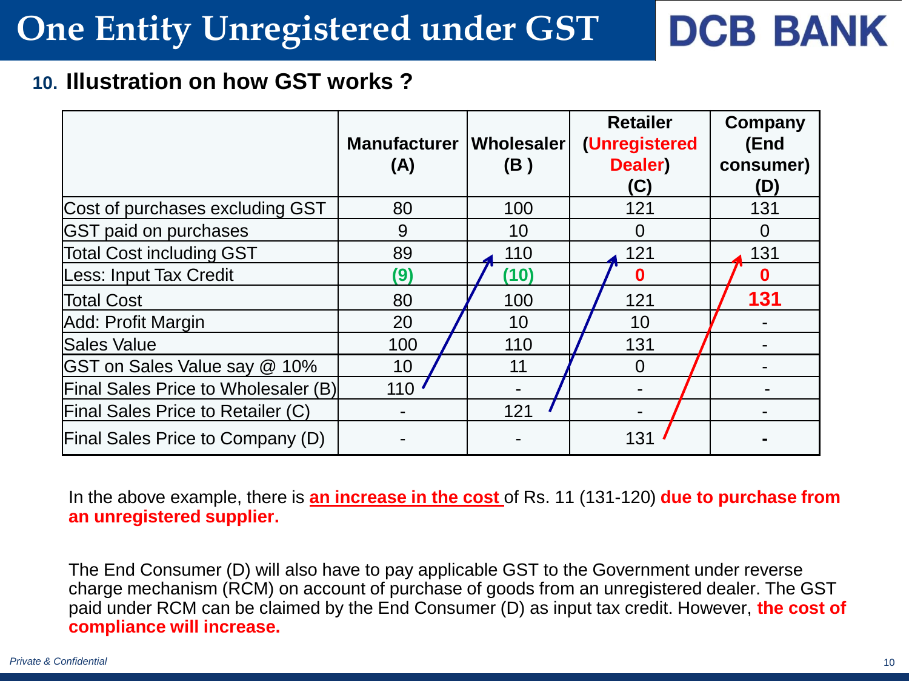# One Entity Unregistered under GST

## 10. Illustration on how GST works ?

| | Manufacturer (A) | Wholesaler (B ) | Retailer (Unregistered Dealer) (C) | Company (End consumer) (D) |
|---|---|---|---|---|
| Cost of purchases excluding GST | 80 | 100 | 121 | 131 |
| GST paid on purchases | 9 | 10 | 0 | 0 |
| Total Cost including GST | 89 | 110 | 121 | 131 |
| Less: Input Tax Credit | (9) | (10) | 0 | 0 |
| Total Cost | 80 | 100 | 121 | 131 |
| Add: Profit Margin | 20 | 10 | 10 | - |
| Sales Value | 100 | 110 | 131 | - |
| GST on Sales Value say @ 10% | 10 | 11 | 0 | - |
| Final Sales Price to Wholesaler (B) | 110 | - | - | - |
| Final Sales Price to Retailer (C) | - | 121 | - | - |
| Final Sales Price to Company (D) | - | - | 131 | - |

In the above example, there is **an increase in the cost** of Rs. 11 (131-120) **due to purchase from an unregistered supplier.**

The End Consumer (D) will also have to pay applicable GST to the Government under reverse charge mechanism (RCM) on account of purchase of goods from an unregistered dealer. The GST paid under RCM can be claimed by the End Consumer (D) as input tax credit. However, **the cost of compliance will increase.**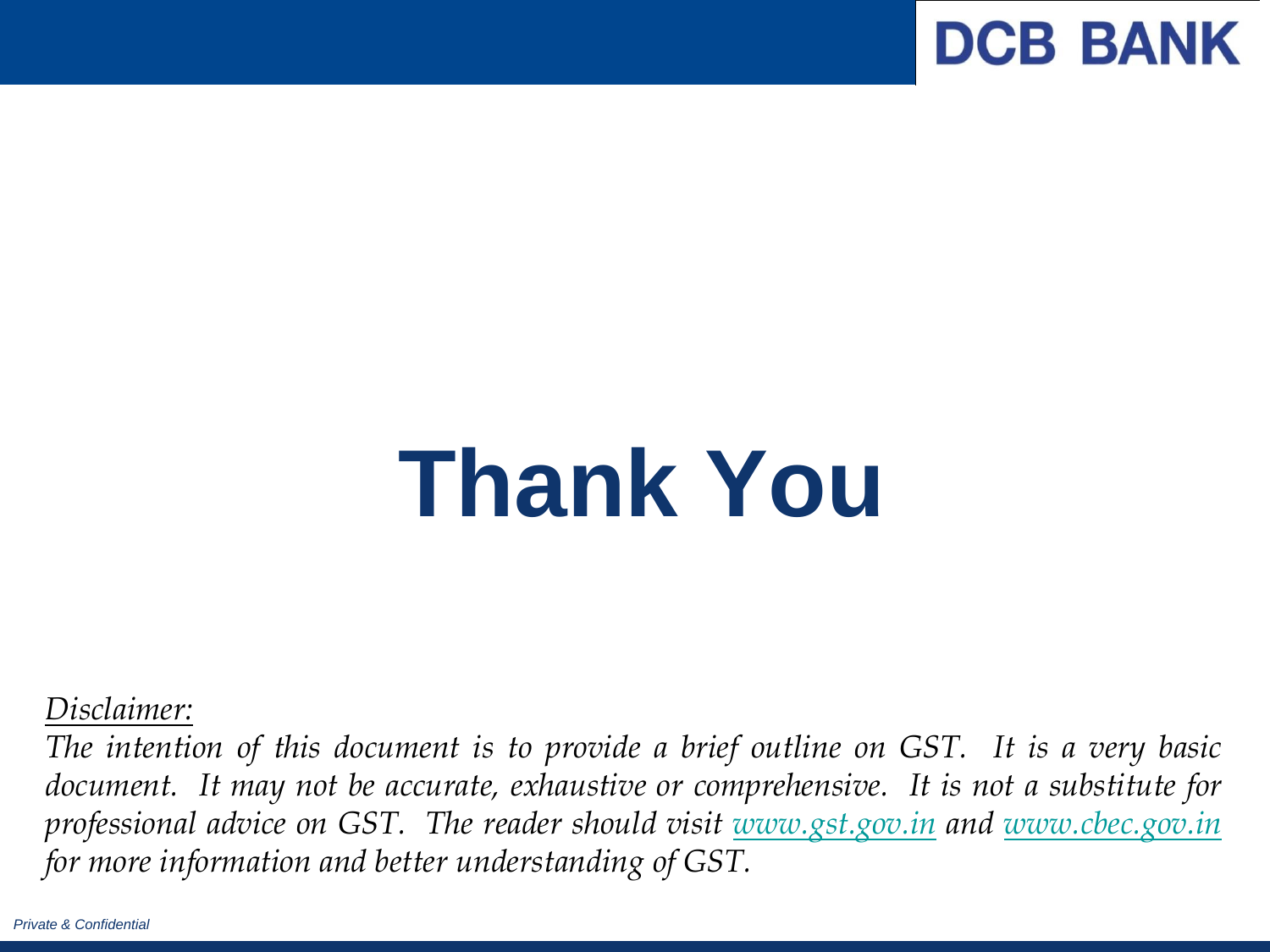# Thank You

*Disclaimer:*

*The intention of this document is to provide a brief outline on GST. It is a very basic document. It may not be accurate, exhaustive or comprehensive. It is not a substitute for professional advice on GST. The reader should visit www.gst.gov.in and www.cbec.gov.in for more information and better understanding of GST.*